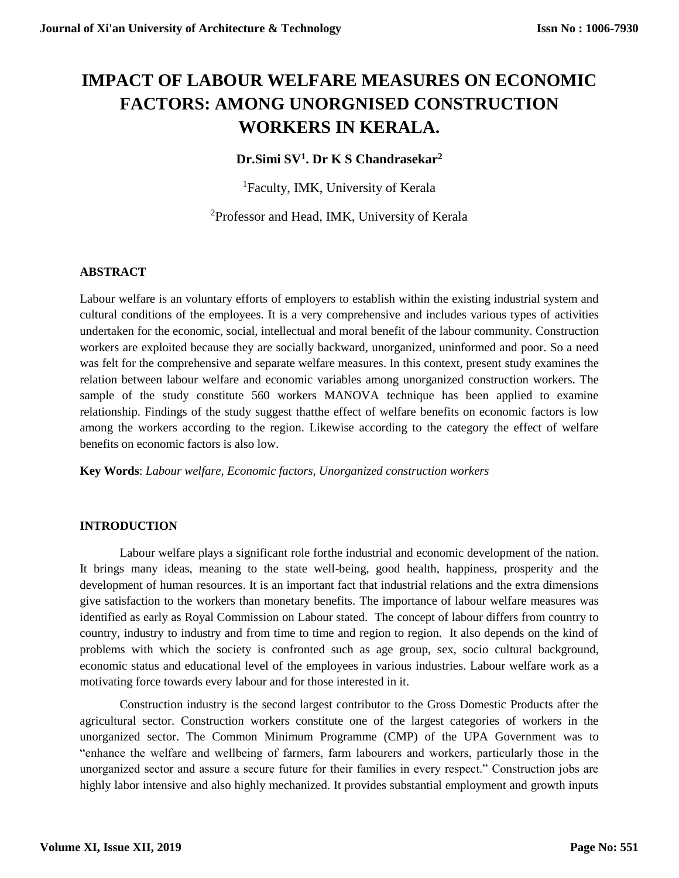# IMPACT OF LABOUR WELFARE MEASURES ON ECONOMIC FACTORS: AMONG UNORGNISED CONSTRUCTION WORKERS IN KERALA.

**Dr.Simi SV[1]. Dr K S Chandrasekar[2]**

[1]Faculty, IMK, University of Kerala

[2]Professor and Head, IMK, University of Kerala

## ABSTRACT

Labour welfare is an voluntary efforts of employers to establish within the existing industrial system and cultural conditions of the employees. It is a very comprehensive and includes various types of activities undertaken for the economic, social, intellectual and moral benefit of the labour community. Construction workers are exploited because they are socially backward, unorganized, uninformed and poor. So a need was felt for the comprehensive and separate welfare measures. In this context, present study examines the relation between labour welfare and economic variables among unorganized construction workers. The sample of the study constitute 560 workers MANOVA technique has been applied to examine relationship. Findings of the study suggest thatthe effect of welfare benefits on economic factors is low among the workers according to the region. Likewise according to the category the effect of welfare benefits on economic factors is also low.

**Key Words**: *Labour welfare, Economic factors, Unorganized construction workers*

## INTRODUCTION

Labour welfare plays a significant role forthe industrial and economic development of the nation. It brings many ideas, meaning to the state well-being, good health, happiness, prosperity and the development of human resources. It is an important fact that industrial relations and the extra dimensions give satisfaction to the workers than monetary benefits. The importance of labour welfare measures was identified as early as Royal Commission on Labour stated. The concept of labour differs from country to country, industry to industry and from time to time and region to region. It also depends on the kind of problems with which the society is confronted such as age group, sex, socio cultural background, economic status and educational level of the employees in various industries. Labour welfare work as a motivating force towards every labour and for those interested in it.

Construction industry is the second largest contributor to the Gross Domestic Products after the agricultural sector. Construction workers constitute one of the largest categories of workers in the unorganized sector. The Common Minimum Programme (CMP) of the UPA Government was to "enhance the welfare and wellbeing of farmers, farm labourers and workers, particularly those in the unorganized sector and assure a secure future for their families in every respect." Construction jobs are highly labor intensive and also highly mechanized. It provides substantial employment and growth inputs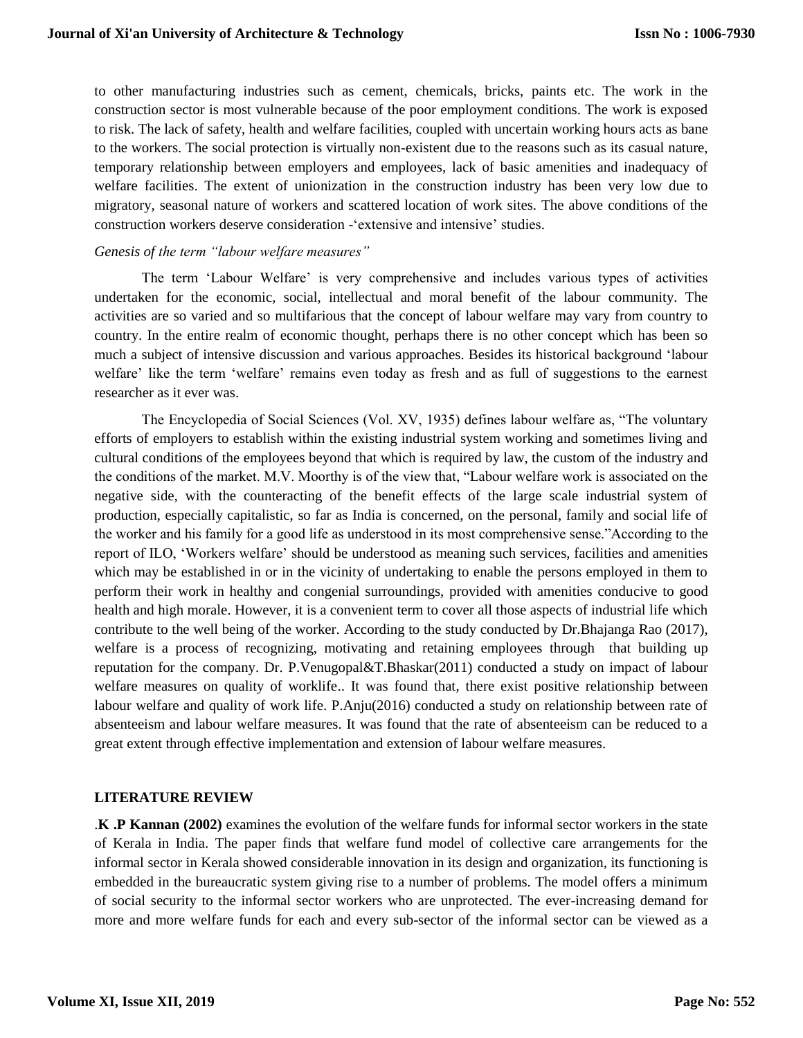to other manufacturing industries such as cement, chemicals, bricks, paints etc. The work in the construction sector is most vulnerable because of the poor employment conditions. The work is exposed to risk. The lack of safety, health and welfare facilities, coupled with uncertain working hours acts as bane to the workers. The social protection is virtually non-existent due to the reasons such as its casual nature, temporary relationship between employers and employees, lack of basic amenities and inadequacy of welfare facilities. The extent of unionization in the construction industry has been very low due to migratory, seasonal nature of workers and scattered location of work sites. The above conditions of the construction workers deserve consideration -'extensive and intensive' studies.

*Genesis of the term "labour welfare measures"*

The term 'Labour Welfare' is very comprehensive and includes various types of activities undertaken for the economic, social, intellectual and moral benefit of the labour community. The activities are so varied and so multifarious that the concept of labour welfare may vary from country to country. In the entire realm of economic thought, perhaps there is no other concept which has been so much a subject of intensive discussion and various approaches. Besides its historical background 'labour welfare' like the term 'welfare' remains even today as fresh and as full of suggestions to the earnest researcher as it ever was.

The Encyclopedia of Social Sciences (Vol. XV, 1935) defines labour welfare as, "The voluntary efforts of employers to establish within the existing industrial system working and sometimes living and cultural conditions of the employees beyond that which is required by law, the custom of the industry and the conditions of the market. M.V. Moorthy is of the view that, "Labour welfare work is associated on the negative side, with the counteracting of the benefit effects of the large scale industrial system of production, especially capitalistic, so far as India is concerned, on the personal, family and social life of the worker and his family for a good life as understood in its most comprehensive sense."According to the report of ILO, 'Workers welfare' should be understood as meaning such services, facilities and amenities which may be established in or in the vicinity of undertaking to enable the persons employed in them to perform their work in healthy and congenial surroundings, provided with amenities conducive to good health and high morale. However, it is a convenient term to cover all those aspects of industrial life which contribute to the well being of the worker. According to the study conducted by Dr.Bhajanga Rao (2017), welfare is a process of recognizing, motivating and retaining employees through that building up reputation for the company. Dr. P.Venugopal&T.Bhaskar(2011) conducted a study on impact of labour welfare measures on quality of worklife.. It was found that, there exist positive relationship between labour welfare and quality of work life. P.Anju(2016) conducted a study on relationship between rate of absenteeism and labour welfare measures. It was found that the rate of absenteeism can be reduced to a great extent through effective implementation and extension of labour welfare measures.

## LITERATURE REVIEW

.**K .P Kannan (2002)** examines the evolution of the welfare funds for informal sector workers in the state of Kerala in India. The paper finds that welfare fund model of collective care arrangements for the informal sector in Kerala showed considerable innovation in its design and organization, its functioning is embedded in the bureaucratic system giving rise to a number of problems. The model offers a minimum of social security to the informal sector workers who are unprotected. The ever-increasing demand for more and more welfare funds for each and every sub-sector of the informal sector can be viewed as a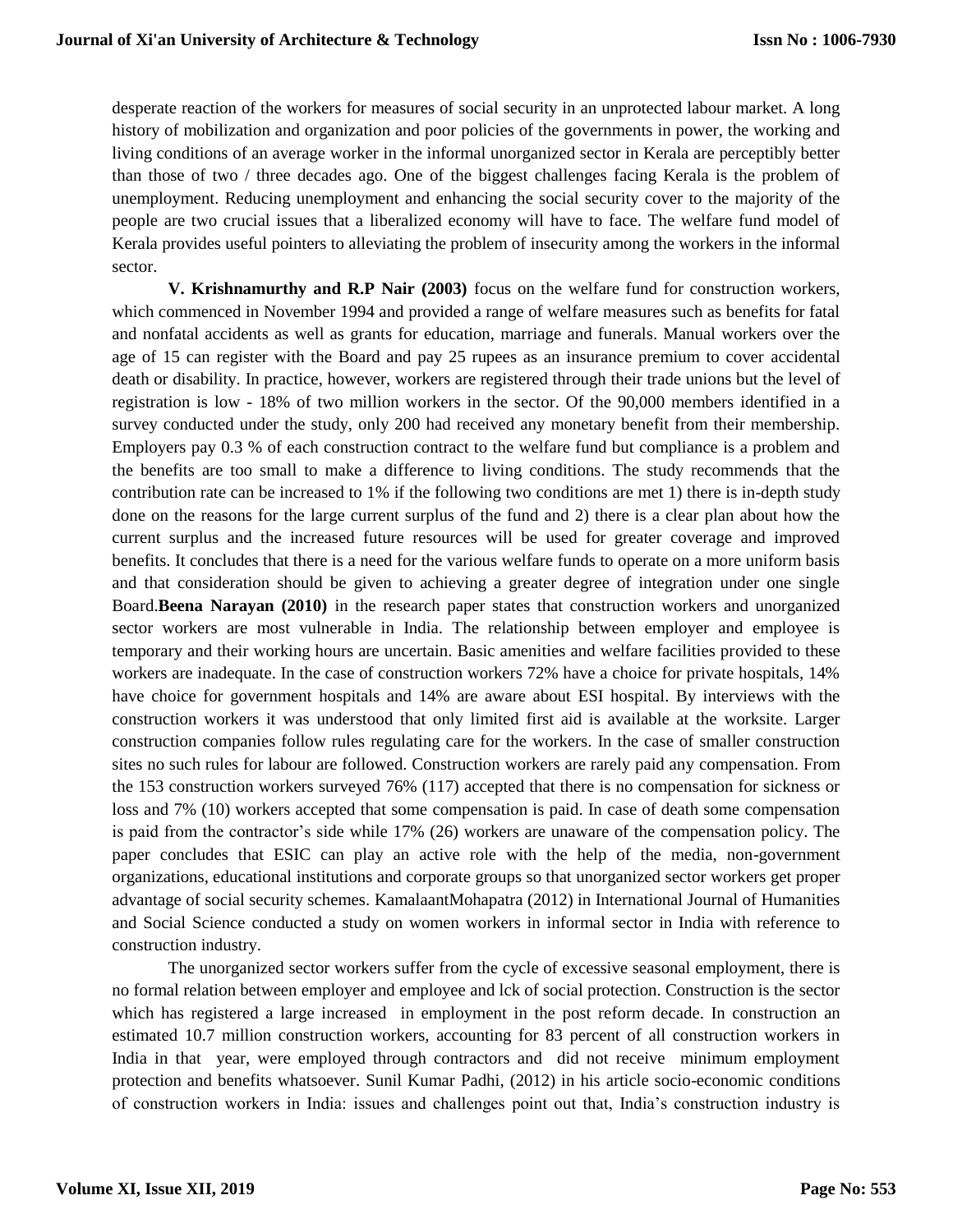desperate reaction of the workers for measures of social security in an unprotected labour market. A long history of mobilization and organization and poor policies of the governments in power, the working and living conditions of an average worker in the informal unorganized sector in Kerala are perceptibly better than those of two / three decades ago. One of the biggest challenges facing Kerala is the problem of unemployment. Reducing unemployment and enhancing the social security cover to the majority of the people are two crucial issues that a liberalized economy will have to face. The welfare fund model of Kerala provides useful pointers to alleviating the problem of insecurity among the workers in the informal sector.

**V. Krishnamurthy and R.P Nair (2003)** focus on the welfare fund for construction workers, which commenced in November 1994 and provided a range of welfare measures such as benefits for fatal and nonfatal accidents as well as grants for education, marriage and funerals. Manual workers over the age of 15 can register with the Board and pay 25 rupees as an insurance premium to cover accidental death or disability. In practice, however, workers are registered through their trade unions but the level of registration is low - 18% of two million workers in the sector. Of the 90,000 members identified in a survey conducted under the study, only 200 had received any monetary benefit from their membership. Employers pay 0.3 % of each construction contract to the welfare fund but compliance is a problem and the benefits are too small to make a difference to living conditions. The study recommends that the contribution rate can be increased to 1% if the following two conditions are met 1) there is in-depth study done on the reasons for the large current surplus of the fund and 2) there is a clear plan about how the current surplus and the increased future resources will be used for greater coverage and improved benefits. It concludes that there is a need for the various welfare funds to operate on a more uniform basis and that consideration should be given to achieving a greater degree of integration under one single Board.**Beena Narayan (2010)** in the research paper states that construction workers and unorganized sector workers are most vulnerable in India. The relationship between employer and employee is temporary and their working hours are uncertain. Basic amenities and welfare facilities provided to these workers are inadequate. In the case of construction workers 72% have a choice for private hospitals, 14% have choice for government hospitals and 14% are aware about ESI hospital. By interviews with the construction workers it was understood that only limited first aid is available at the worksite. Larger construction companies follow rules regulating care for the workers. In the case of smaller construction sites no such rules for labour are followed. Construction workers are rarely paid any compensation. From the 153 construction workers surveyed 76% (117) accepted that there is no compensation for sickness or loss and 7% (10) workers accepted that some compensation is paid. In case of death some compensation is paid from the contractor's side while 17% (26) workers are unaware of the compensation policy. The paper concludes that ESIC can play an active role with the help of the media, non-government organizations, educational institutions and corporate groups so that unorganized sector workers get proper advantage of social security schemes. KamalaantMohapatra (2012) in International Journal of Humanities and Social Science conducted a study on women workers in informal sector in India with reference to construction industry.

The unorganized sector workers suffer from the cycle of excessive seasonal employment, there is no formal relation between employer and employee and lck of social protection. Construction is the sector which has registered a large increased in employment in the post reform decade. In construction an estimated 10.7 million construction workers, accounting for 83 percent of all construction workers in India in that year, were employed through contractors and did not receive minimum employment protection and benefits whatsoever. Sunil Kumar Padhi, (2012) in his article socio-economic conditions of construction workers in India: issues and challenges point out that, India's construction industry is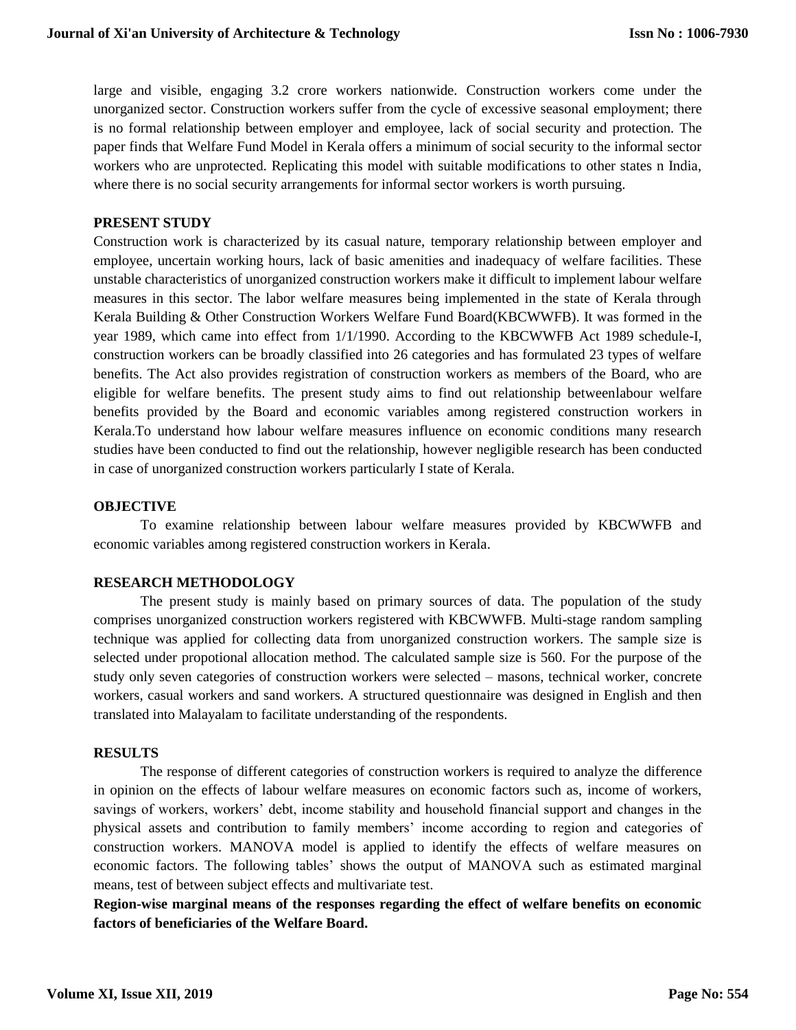large and visible, engaging 3.2 crore workers nationwide. Construction workers come under the unorganized sector. Construction workers suffer from the cycle of excessive seasonal employment; there is no formal relationship between employer and employee, lack of social security and protection. The paper finds that Welfare Fund Model in Kerala offers a minimum of social security to the informal sector workers who are unprotected. Replicating this model with suitable modifications to other states n India, where there is no social security arrangements for informal sector workers is worth pursuing.

## PRESENT STUDY

Construction work is characterized by its casual nature, temporary relationship between employer and employee, uncertain working hours, lack of basic amenities and inadequacy of welfare facilities. These unstable characteristics of unorganized construction workers make it difficult to implement labour welfare measures in this sector. The labor welfare measures being implemented in the state of Kerala through Kerala Building & Other Construction Workers Welfare Fund Board(KBCWWFB). It was formed in the year 1989, which came into effect from 1/1/1990. According to the KBCWWFB Act 1989 schedule-I, construction workers can be broadly classified into 26 categories and has formulated 23 types of welfare benefits. The Act also provides registration of construction workers as members of the Board, who are eligible for welfare benefits. The present study aims to find out relationship betweenlabour welfare benefits provided by the Board and economic variables among registered construction workers in Kerala.To understand how labour welfare measures influence on economic conditions many research studies have been conducted to find out the relationship, however negligible research has been conducted in case of unorganized construction workers particularly I state of Kerala.

## OBJECTIVE

To examine relationship between labour welfare measures provided by KBCWWFB and economic variables among registered construction workers in Kerala.

## RESEARCH METHODOLOGY

The present study is mainly based on primary sources of data. The population of the study comprises unorganized construction workers registered with KBCWWFB. Multi-stage random sampling technique was applied for collecting data from unorganized construction workers. The sample size is selected under propotional allocation method. The calculated sample size is 560. For the purpose of the study only seven categories of construction workers were selected – masons, technical worker, concrete workers, casual workers and sand workers. A structured questionnaire was designed in English and then translated into Malayalam to facilitate understanding of the respondents.

## RESULTS

The response of different categories of construction workers is required to analyze the difference in opinion on the effects of labour welfare measures on economic factors such as, income of workers, savings of workers, workers' debt, income stability and household financial support and changes in the physical assets and contribution to family members' income according to region and categories of construction workers. MANOVA model is applied to identify the effects of welfare measures on economic factors. The following tables' shows the output of MANOVA such as estimated marginal means, test of between subject effects and multivariate test.

**Region-wise marginal means of the responses regarding the effect of welfare benefits on economic factors of beneficiaries of the Welfare Board.**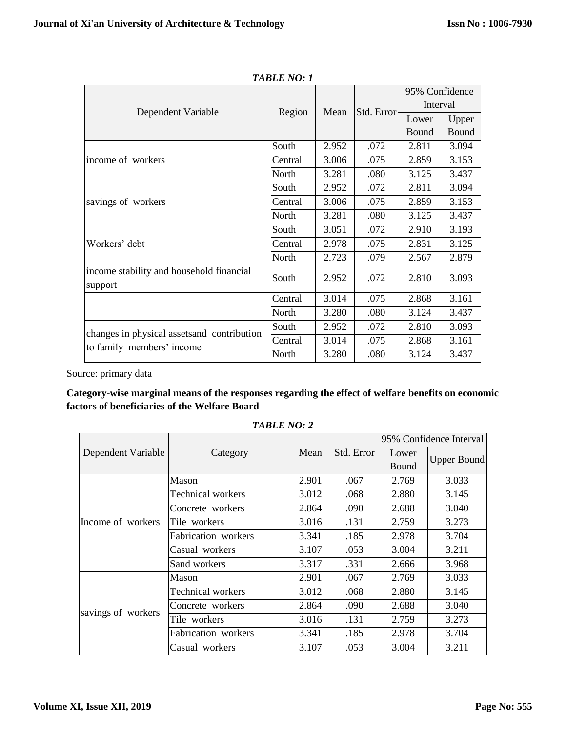*TABLE NO: 1*

| Dependent Variable | Region | Mean | Std. Error | 95% Confidence Interval | |
|---|---|---|---|---|---|
| | | | | Lower Bound | Upper Bound |
| income of workers | South | 2.952 | .072 | 2.811 | 3.094 |
| | Central | 3.006 | .075 | 2.859 | 3.153 |
| | North | 3.281 | .080 | 3.125 | 3.437 |
| savings of workers | South | 2.952 | .072 | 2.811 | 3.094 |
| | Central | 3.006 | .075 | 2.859 | 3.153 |
| | North | 3.281 | .080 | 3.125 | 3.437 |
| Workers' debt | South | 3.051 | .072 | 2.910 | 3.193 |
| | Central | 2.978 | .075 | 2.831 | 3.125 |
| | North | 2.723 | .079 | 2.567 | 2.879 |
| income stability and household financial support | South | 2.952 | .072 | 2.810 | 3.093 |
| | Central | 3.014 | .075 | 2.868 | 3.161 |
| | North | 3.280 | .080 | 3.124 | 3.437 |
| changes in physical assetsand contribution to family members' income | South | 2.952 | .072 | 2.810 | 3.093 |
| | Central | 3.014 | .075 | 2.868 | 3.161 |
| | North | 3.280 | .080 | 3.124 | 3.437 |

Source: primary data

**Category-wise marginal means of the responses regarding the effect of welfare benefits on economic factors of beneficiaries of the Welfare Board**

*TABLE NO: 2*

| Dependent Variable | Category | Mean | Std. Error | 95% Confidence Interval | |
|---|---|---|---|---|---|
| | | | | Lower Bound | Upper Bound |
| Income of workers | Mason | 2.901 | .067 | 2.769 | 3.033 |
| | Technical workers | 3.012 | .068 | 2.880 | 3.145 |
| | Concrete workers | 2.864 | .090 | 2.688 | 3.040 |
| | Tile workers | 3.016 | .131 | 2.759 | 3.273 |
| | Fabrication workers | 3.341 | .185 | 2.978 | 3.704 |
| | Casual workers | 3.107 | .053 | 3.004 | 3.211 |
| | Sand workers | 3.317 | .331 | 2.666 | 3.968 |
| savings of workers | Mason | 2.901 | .067 | 2.769 | 3.033 |
| | Technical workers | 3.012 | .068 | 2.880 | 3.145 |
| | Concrete workers | 2.864 | .090 | 2.688 | 3.040 |
| | Tile workers | 3.016 | .131 | 2.759 | 3.273 |
| | Fabrication workers | 3.341 | .185 | 2.978 | 3.704 |
| | Casual workers | 3.107 | .053 | 3.004 | 3.211 |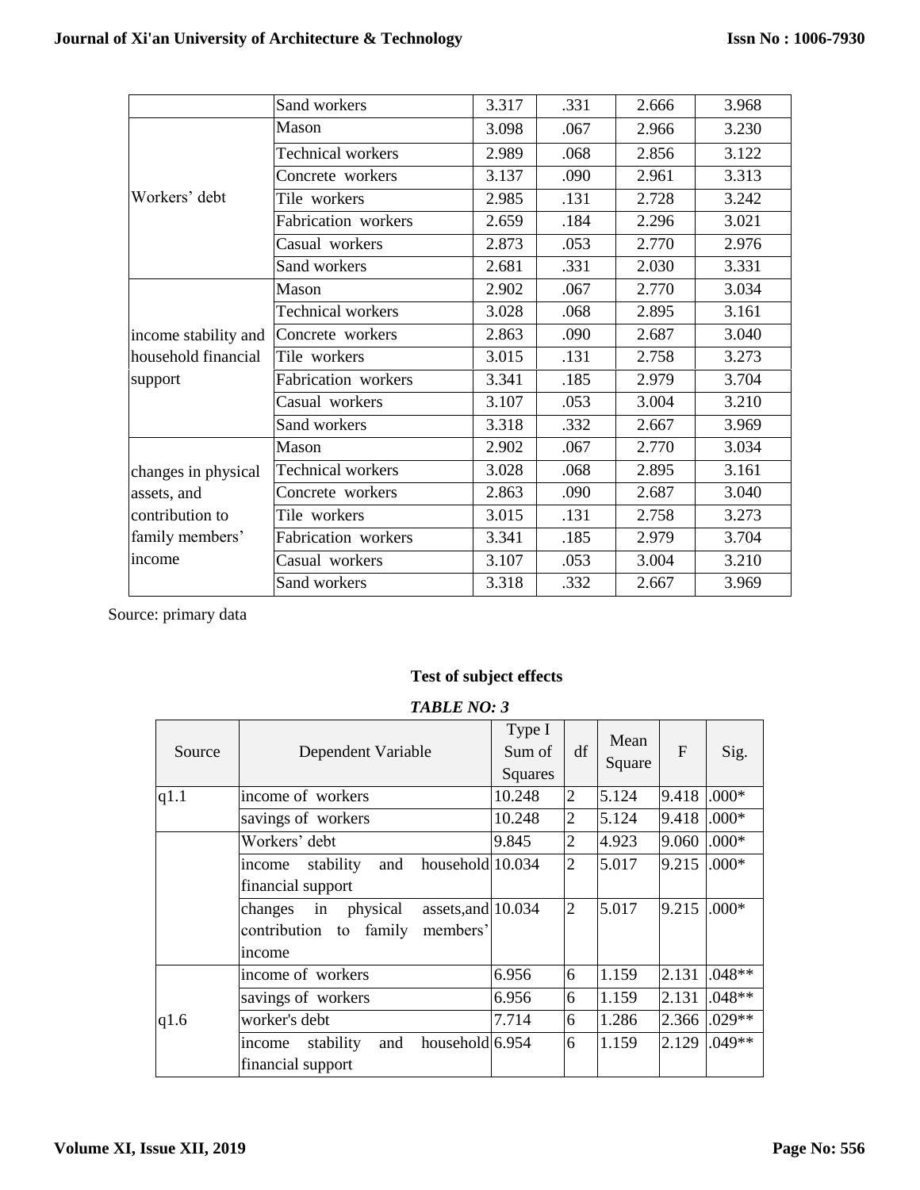| | Sand workers | 3.317 | .331 | 2.666 | 3.968 |
|---|---|---|---|---|---|
| Workers' debt | Mason | 3.098 | .067 | 2.966 | 3.230 |
| | Technical workers | 2.989 | .068 | 2.856 | 3.122 |
| | Concrete workers | 3.137 | .090 | 2.961 | 3.313 |
| | Tile workers | 2.985 | .131 | 2.728 | 3.242 |
| | Fabrication workers | 2.659 | .184 | 2.296 | 3.021 |
| | Casual workers | 2.873 | .053 | 2.770 | 2.976 |
| | Sand workers | 2.681 | .331 | 2.030 | 3.331 |
| income stability and household financial support | Mason | 2.902 | .067 | 2.770 | 3.034 |
| | Technical workers | 3.028 | .068 | 2.895 | 3.161 |
| | Concrete workers | 2.863 | .090 | 2.687 | 3.040 |
| | Tile workers | 3.015 | .131 | 2.758 | 3.273 |
| | Fabrication workers | 3.341 | .185 | 2.979 | 3.704 |
| | Casual workers | 3.107 | .053 | 3.004 | 3.210 |
| | Sand workers | 3.318 | .332 | 2.667 | 3.969 |
| changes in physical assets, and contribution to family members' income | Mason | 2.902 | .067 | 2.770 | 3.034 |
| | Technical workers | 3.028 | .068 | 2.895 | 3.161 |
| | Concrete workers | 2.863 | .090 | 2.687 | 3.040 |
| | Tile workers | 3.015 | .131 | 2.758 | 3.273 |
| | Fabrication workers | 3.341 | .185 | 2.979 | 3.704 |
| | Casual workers | 3.107 | .053 | 3.004 | 3.210 |
| | Sand workers | 3.318 | .332 | 2.667 | 3.969 |

Source: primary data

**Test of subject effects**

***TABLE NO: 3***

| Source | Dependent Variable | Type I Sum of Squares | df | Mean Square | F | Sig. |
|---|---|---|---|---|---|---|
| q1.1 | income of workers | 10.248 | 2 | 5.124 | 9.418 | .000* |
| | savings of workers | 10.248 | 2 | 5.124 | 9.418 | .000* |
| | Workers' debt | 9.845 | 2 | 4.923 | 9.060 | .000* |
| | income stability and household financial support | 10.034 | 2 | 5.017 | 9.215 | .000* |
| | changes in physical assets,and contribution to family members' income | 10.034 | 2 | 5.017 | 9.215 | .000* |
| q1.6 | income of workers | 6.956 | 6 | 1.159 | 2.131 | .048** |
| | savings of workers | 6.956 | 6 | 1.159 | 2.131 | .048** |
| | worker's debt | 7.714 | 6 | 1.286 | 2.366 | .029** |
| | income stability and household financial support | 6.954 | 6 | 1.159 | 2.129 | .049** |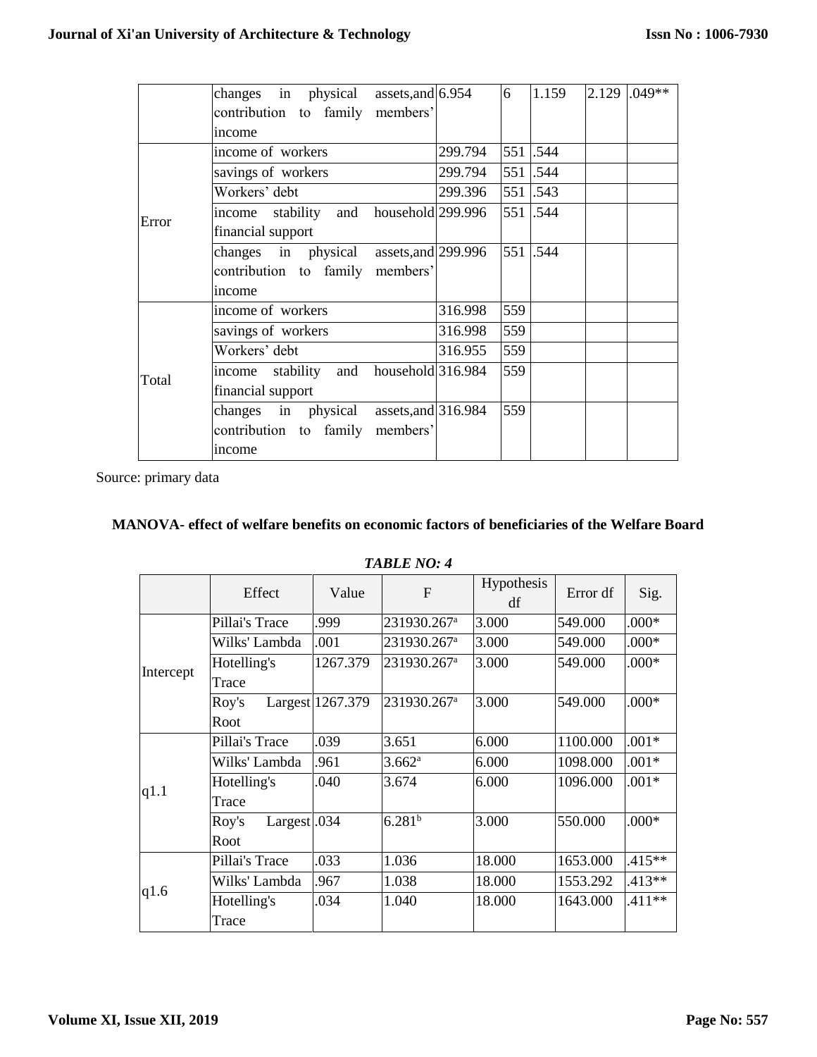|  | changes in physical assets,and contribution to family members' income | 6.954 | 6 | 1.159 | 2.129 | .049** |
|---|---|---|---|---|---|---|
| Error | income of workers | 299.794 | 551 | .544 | | |
| | savings of workers | 299.794 | 551 | .544 | | |
| | Workers' debt | 299.396 | 551 | .543 | | |
| | income stability and household financial support | 299.996 | 551 | .544 | | |
| | changes in physical assets,and contribution to family members' income | 299.996 | 551 | .544 | | |
| Total | income of workers | 316.998 | 559 | | | |
| | savings of workers | 316.998 | 559 | | | |
| | Workers' debt | 316.955 | 559 | | | |
| | income stability and household financial support | 316.984 | 559 | | | |
| | changes in physical assets,and contribution to family members' income | 316.984 | 559 | | | |

Source: primary data

**MANOVA- effect of welfare benefits on economic factors of beneficiaries of the Welfare Board**

***TABLE NO: 4***

|  | Effect | Value | F | Hypothesis df | Error df | Sig. |
|---|---|---|---|---|---|---|
| Intercept | Pillai's Trace | .999 | 231930.267[a] | 3.000 | 549.000 | .000* |
| | Wilks' Lambda | .001 | 231930.267[a] | 3.000 | 549.000 | .000* |
| | Hotelling's Trace | 1267.379 | 231930.267[a] | 3.000 | 549.000 | .000* |
| | Roy's Largest Root | 1267.379 | 231930.267[a] | 3.000 | 549.000 | .000* |
| q1.1 | Pillai's Trace | .039 | 3.651 | 6.000 | 1100.000 | .001* |
| | Wilks' Lambda | .961 | 3.662[a] | 6.000 | 1098.000 | .001* |
| | Hotelling's Trace | .040 | 3.674 | 6.000 | 1096.000 | .001* |
| | Roy's Largest Root | .034 | 6.281[b] | 3.000 | 550.000 | .000* |
| q1.6 | Pillai's Trace | .033 | 1.036 | 18.000 | 1653.000 | .415** |
| | Wilks' Lambda | .967 | 1.038 | 18.000 | 1553.292 | .413** |
| | Hotelling's Trace | .034 | 1.040 | 18.000 | 1643.000 | .411** |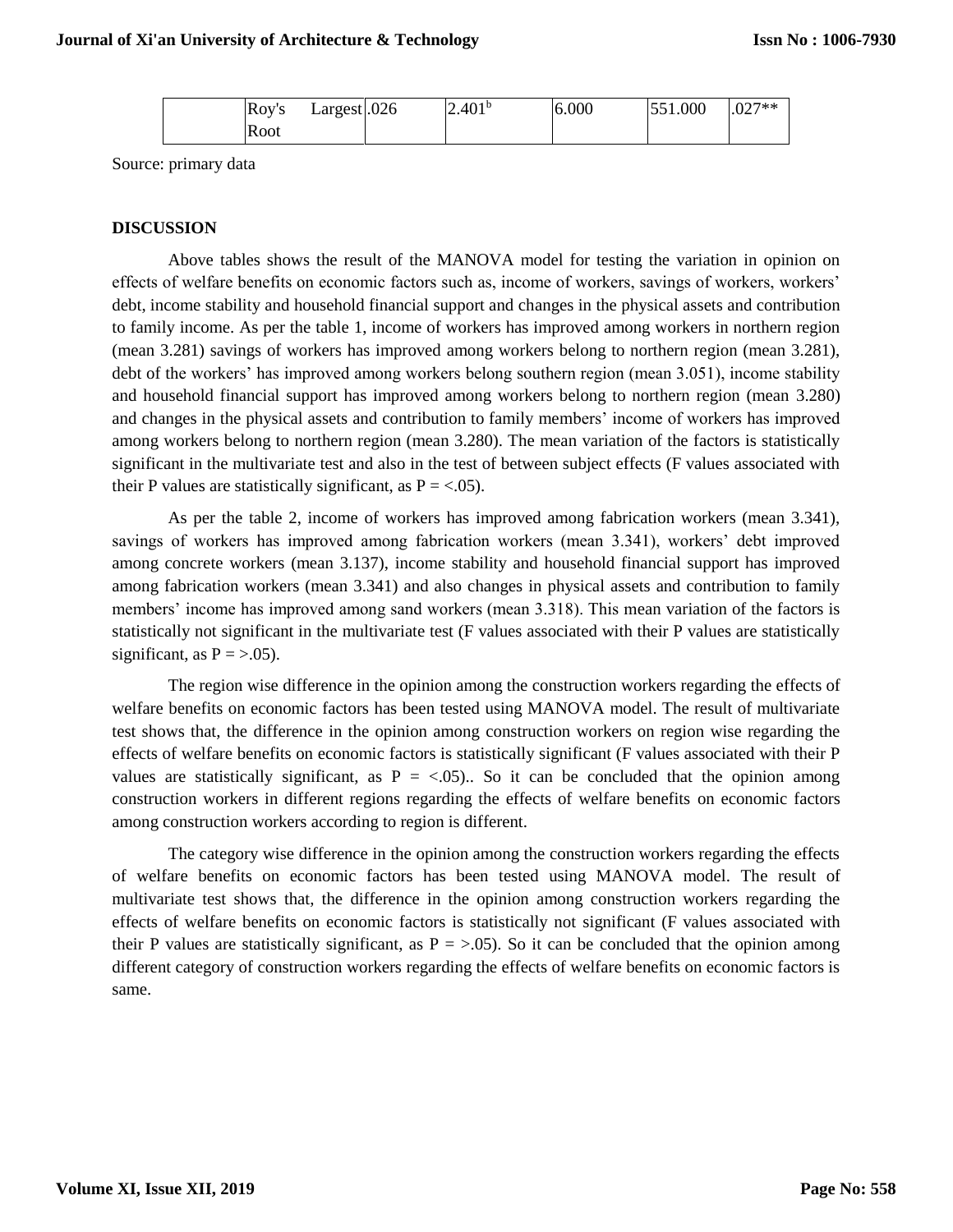| | Roy's Largest Root | .026 | 2.401b | 6.000 | 551.000 | .027** |
|---|---|---|---|---|---|---|

Source: primary data

**DISCUSSION**

Above tables shows the result of the MANOVA model for testing the variation in opinion on effects of welfare benefits on economic factors such as, income of workers, savings of workers, workers' debt, income stability and household financial support and changes in the physical assets and contribution to family income. As per the table 1, income of workers has improved among workers in northern region (mean 3.281) savings of workers has improved among workers belong to northern region (mean 3.281), debt of the workers' has improved among workers belong southern region (mean 3.051), income stability and household financial support has improved among workers belong to northern region (mean 3.280) and changes in the physical assets and contribution to family members' income of workers has improved among workers belong to northern region (mean 3.280). The mean variation of the factors is statistically significant in the multivariate test and also in the test of between subject effects (F values associated with their P values are statistically significant, as P = <.05).

As per the table 2, income of workers has improved among fabrication workers (mean 3.341), savings of workers has improved among fabrication workers (mean 3.341), workers' debt improved among concrete workers (mean 3.137), income stability and household financial support has improved among fabrication workers (mean 3.341) and also changes in physical assets and contribution to family members' income has improved among sand workers (mean 3.318). This mean variation of the factors is statistically not significant in the multivariate test (F values associated with their P values are statistically significant, as P = >.05).

The region wise difference in the opinion among the construction workers regarding the effects of welfare benefits on economic factors has been tested using MANOVA model. The result of multivariate test shows that, the difference in the opinion among construction workers on region wise regarding the effects of welfare benefits on economic factors is statistically significant (F values associated with their P values are statistically significant, as P = <.05).. So it can be concluded that the opinion among construction workers in different regions regarding the effects of welfare benefits on economic factors among construction workers according to region is different.

The category wise difference in the opinion among the construction workers regarding the effects of welfare benefits on economic factors has been tested using MANOVA model. The result of multivariate test shows that, the difference in the opinion among construction workers regarding the effects of welfare benefits on economic factors is statistically not significant (F values associated with their P values are statistically significant, as P = >.05). So it can be concluded that the opinion among different category of construction workers regarding the effects of welfare benefits on economic factors is same.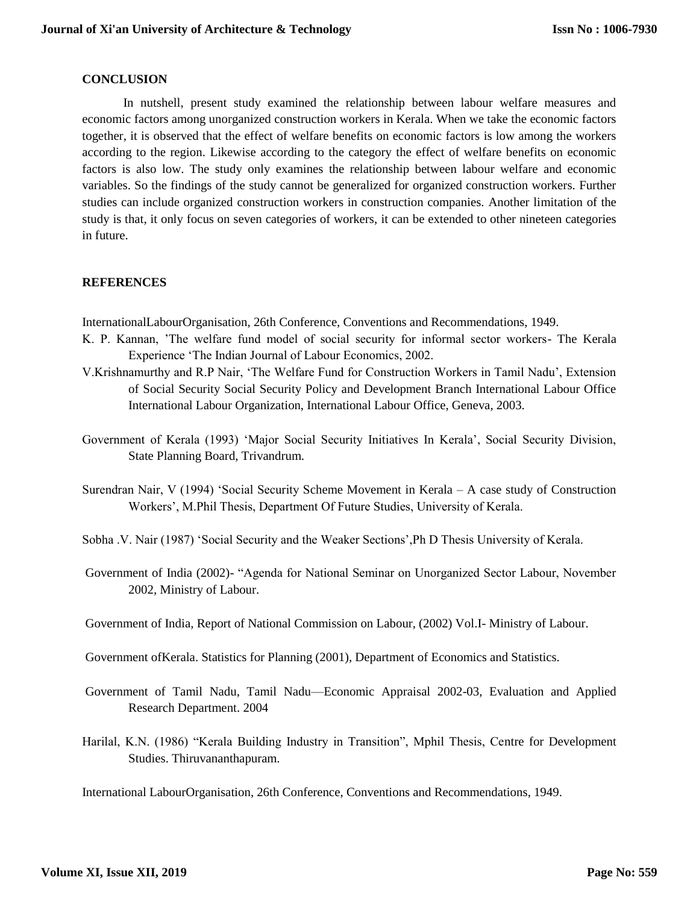## CONCLUSION

In nutshell, present study examined the relationship between labour welfare measures and economic factors among unorganized construction workers in Kerala. When we take the economic factors together, it is observed that the effect of welfare benefits on economic factors is low among the workers according to the region. Likewise according to the category the effect of welfare benefits on economic factors is also low. The study only examines the relationship between labour welfare and economic variables. So the findings of the study cannot be generalized for organized construction workers. Further studies can include organized construction workers in construction companies. Another limitation of the study is that, it only focus on seven categories of workers, it can be extended to other nineteen categories in future.

## REFERENCES

InternationalLabourOrganisation, 26th Conference, Conventions and Recommendations, 1949.

K. P. Kannan, 'The welfare fund model of social security for informal sector workers- The Kerala Experience 'The Indian Journal of Labour Economics, 2002.

V.Krishnamurthy and R.P Nair, 'The Welfare Fund for Construction Workers in Tamil Nadu', Extension of Social Security Social Security Policy and Development Branch International Labour Office International Labour Organization, International Labour Office, Geneva, 2003.

Government of Kerala (1993) 'Major Social Security Initiatives In Kerala', Social Security Division, State Planning Board, Trivandrum.

Surendran Nair, V (1994) 'Social Security Scheme Movement in Kerala – A case study of Construction Workers', M.Phil Thesis, Department Of Future Studies, University of Kerala.

Sobha .V. Nair (1987) 'Social Security and the Weaker Sections',Ph D Thesis University of Kerala.

Government of India (2002)- "Agenda for National Seminar on Unorganized Sector Labour, November 2002, Ministry of Labour.

Government of India, Report of National Commission on Labour, (2002) Vol.I- Ministry of Labour.

Government ofKerala. Statistics for Planning (2001), Department of Economics and Statistics.

Government of Tamil Nadu, Tamil Nadu—Economic Appraisal 2002-03, Evaluation and Applied Research Department. 2004

Harilal, K.N. (1986) "Kerala Building Industry in Transition", Mphil Thesis, Centre for Development Studies. Thiruvananthapuram.

International LabourOrganisation, 26th Conference, Conventions and Recommendations, 1949.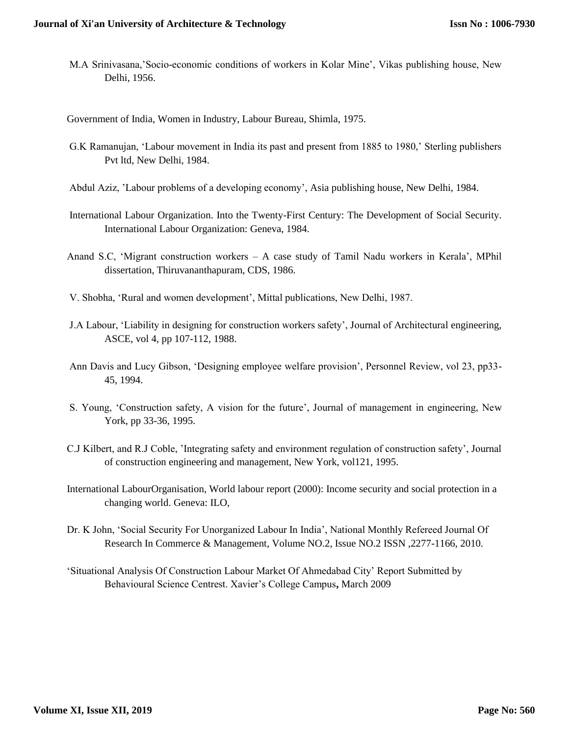M.A Srinivasana,'Socio-economic conditions of workers in Kolar Mine', Vikas publishing house, New Delhi, 1956.

Government of India, Women in Industry, Labour Bureau, Shimla, 1975.

G.K Ramanujan, 'Labour movement in India its past and present from 1885 to 1980,' Sterling publishers Pvt ltd, New Delhi, 1984.

Abdul Aziz, 'Labour problems of a developing economy', Asia publishing house, New Delhi, 1984.

International Labour Organization. Into the Twenty-First Century: The Development of Social Security. International Labour Organization: Geneva, 1984.

Anand S.C, 'Migrant construction workers – A case study of Tamil Nadu workers in Kerala', MPhil dissertation, Thiruvananthapuram, CDS, 1986.

V. Shobha, 'Rural and women development', Mittal publications, New Delhi, 1987.

J.A Labour, 'Liability in designing for construction workers safety', Journal of Architectural engineering, ASCE, vol 4, pp 107-112, 1988.

Ann Davis and Lucy Gibson, 'Designing employee welfare provision', Personnel Review, vol 23, pp33-45, 1994.

S. Young, 'Construction safety, A vision for the future', Journal of management in engineering, New York, pp 33-36, 1995.

C.J Kilbert, and R.J Coble, 'Integrating safety and environment regulation of construction safety', Journal of construction engineering and management, New York, vol121, 1995.

International LabourOrganisation, World labour report (2000): Income security and social protection in a changing world. Geneva: ILO,

Dr. K John, 'Social Security For Unorganized Labour In India', National Monthly Refereed Journal Of Research In Commerce & Management, Volume NO.2, Issue NO.2 ISSN ,2277-1166, 2010.

'Situational Analysis Of Construction Labour Market Of Ahmedabad City' Report Submitted by Behavioural Science Centrest. Xavier's College Campus**,** March 2009